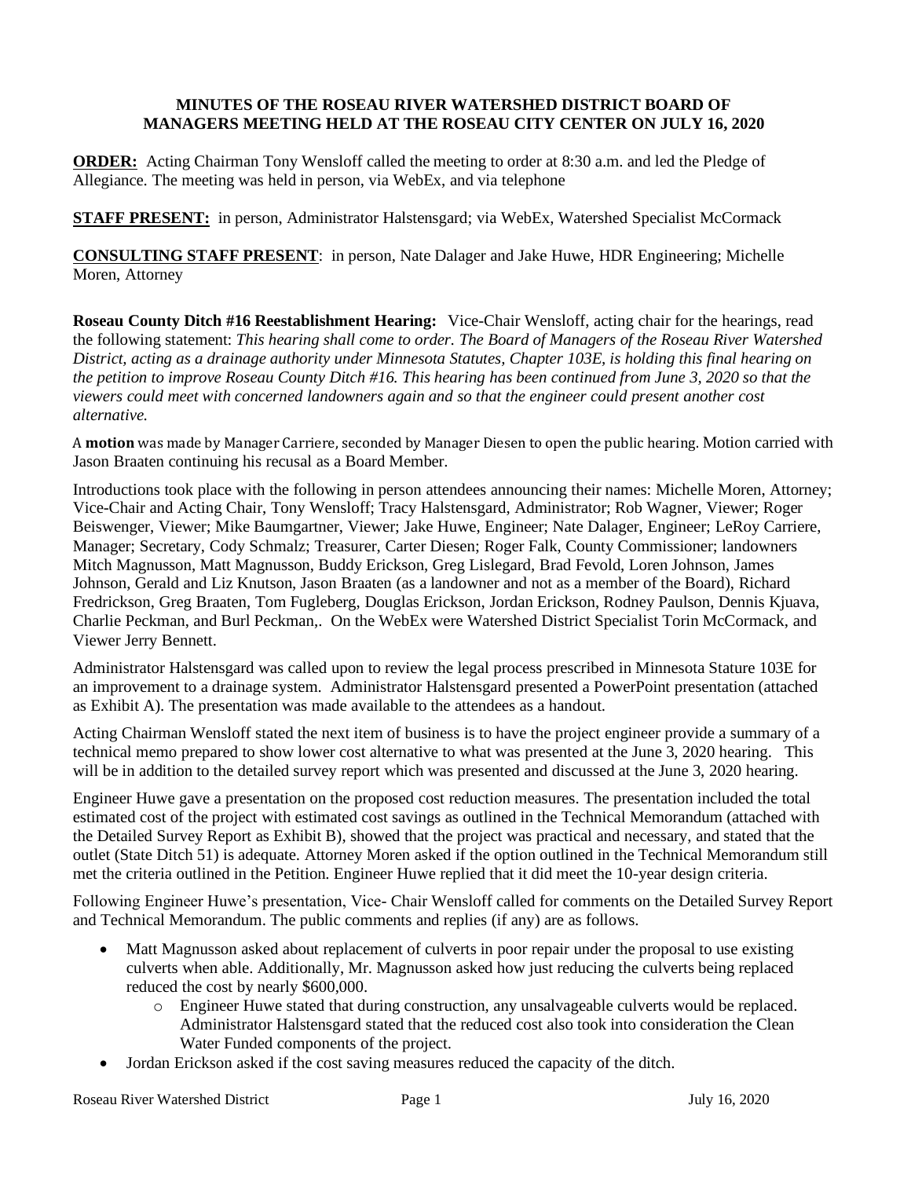# MINUTES OF THE ROSEAU RIVER WATERSHED DISTRICT BOARD OF MANAGERS MEETING HELD AT THE ROSEAU CITY CENTER ON JULY 16, 2020

**ORDER:** Acting Chairman Tony Wensloff called the meeting to order at 8:30 a.m. and led the Pledge of Allegiance. The meeting was held in person, via WebEx, and via telephone

**STAFF PRESENT:** in person, Administrator Halstensgard; via WebEx, Watershed Specialist McCormack

**CONSULTING STAFF PRESENT**: in person, Nate Dalager and Jake Huwe, HDR Engineering; Michelle Moren, Attorney

**Roseau County Ditch #16 Reestablishment Hearing:** Vice-Chair Wensloff, acting chair for the hearings, read the following statement: *This hearing shall come to order. The Board of Managers of the Roseau River Watershed District, acting as a drainage authority under Minnesota Statutes, Chapter 103E, is holding this final hearing on the petition to improve Roseau County Ditch #16. This hearing has been continued from June 3, 2020 so that the viewers could meet with concerned landowners again and so that the engineer could present another cost alternative.*

A **motion** was made by Manager Carriere, seconded by Manager Diesen to open the public hearing. Motion carried with Jason Braaten continuing his recusal as a Board Member.

Introductions took place with the following in person attendees announcing their names: Michelle Moren, Attorney; Vice-Chair and Acting Chair, Tony Wensloff; Tracy Halstensgard, Administrator; Rob Wagner, Viewer; Roger Beiswenger, Viewer; Mike Baumgartner, Viewer; Jake Huwe, Engineer; Nate Dalager, Engineer; LeRoy Carriere, Manager; Secretary, Cody Schmalz; Treasurer, Carter Diesen; Roger Falk, County Commissioner; landowners Mitch Magnusson, Matt Magnusson, Buddy Erickson, Greg Lislegard, Brad Fevold, Loren Johnson, James Johnson, Gerald and Liz Knutson, Jason Braaten (as a landowner and not as a member of the Board), Richard Fredrickson, Greg Braaten, Tom Fugleberg, Douglas Erickson, Jordan Erickson, Rodney Paulson, Dennis Kjuava, Charlie Peckman, and Burl Peckman,. On the WebEx were Watershed District Specialist Torin McCormack, and Viewer Jerry Bennett.

Administrator Halstensgard was called upon to review the legal process prescribed in Minnesota Stature 103E for an improvement to a drainage system. Administrator Halstensgard presented a PowerPoint presentation (attached as Exhibit A). The presentation was made available to the attendees as a handout.

Acting Chairman Wensloff stated the next item of business is to have the project engineer provide a summary of a technical memo prepared to show lower cost alternative to what was presented at the June 3, 2020 hearing. This will be in addition to the detailed survey report which was presented and discussed at the June 3, 2020 hearing.

Engineer Huwe gave a presentation on the proposed cost reduction measures. The presentation included the total estimated cost of the project with estimated cost savings as outlined in the Technical Memorandum (attached with the Detailed Survey Report as Exhibit B), showed that the project was practical and necessary, and stated that the outlet (State Ditch 51) is adequate. Attorney Moren asked if the option outlined in the Technical Memorandum still met the criteria outlined in the Petition. Engineer Huwe replied that it did meet the 10-year design criteria.

Following Engineer Huwe's presentation, Vice- Chair Wensloff called for comments on the Detailed Survey Report and Technical Memorandum. The public comments and replies (if any) are as follows.

- Matt Magnusson asked about replacement of culverts in poor repair under the proposal to use existing culverts when able. Additionally, Mr. Magnusson asked how just reducing the culverts being replaced reduced the cost by nearly $600,000.
  - Engineer Huwe stated that during construction, any unsalvageable culverts would be replaced. Administrator Halstensgard stated that the reduced cost also took into consideration the Clean Water Funded components of the project.
- Jordan Erickson asked if the cost saving measures reduced the capacity of the ditch.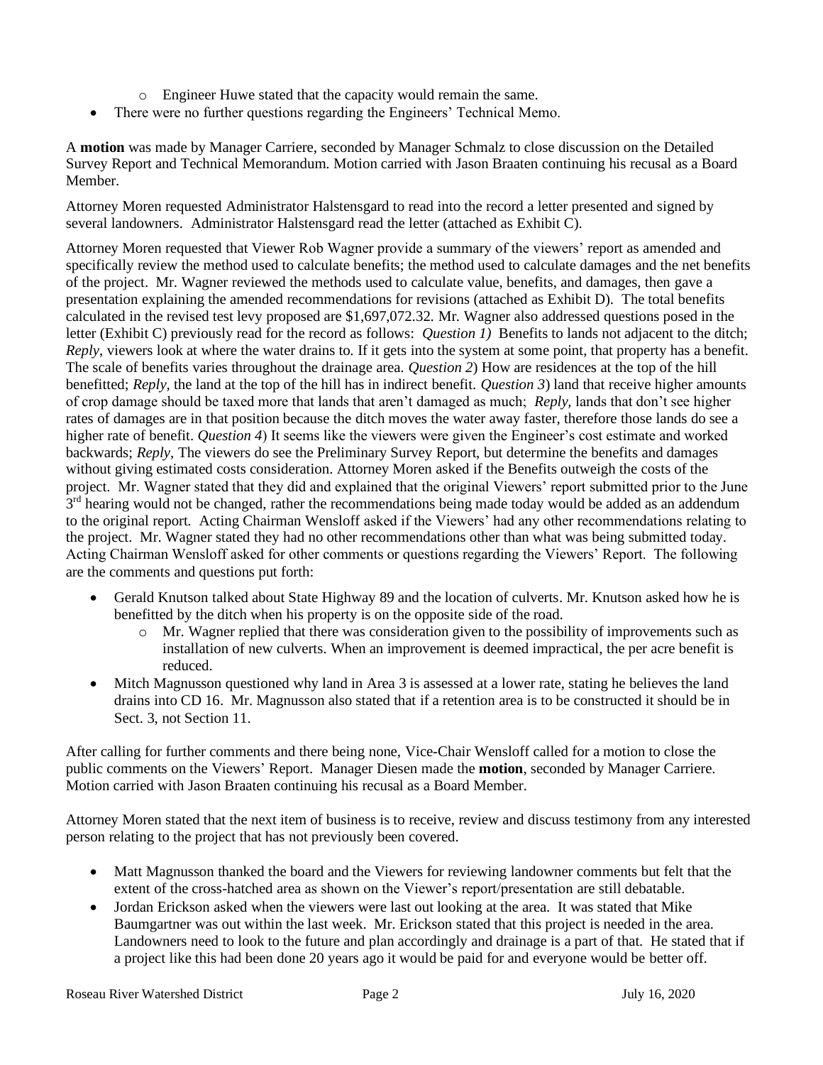- Engineer Huwe stated that the capacity would remain the same.
- There were no further questions regarding the Engineers' Technical Memo.

A **motion** was made by Manager Carriere, seconded by Manager Schmalz to close discussion on the Detailed Survey Report and Technical Memorandum. Motion carried with Jason Braaten continuing his recusal as a Board Member.

Attorney Moren requested Administrator Halstensgard to read into the record a letter presented and signed by several landowners. Administrator Halstensgard read the letter (attached as Exhibit C).

Attorney Moren requested that Viewer Rob Wagner provide a summary of the viewers' report as amended and specifically review the method used to calculate benefits; the method used to calculate damages and the net benefits of the project. Mr. Wagner reviewed the methods used to calculate value, benefits, and damages, then gave a presentation explaining the amended recommendations for revisions (attached as Exhibit D). The total benefits calculated in the revised test levy proposed are $1,697,072.32. Mr. Wagner also addressed questions posed in the letter (Exhibit C) previously read for the record as follows: *Question 1)* Benefits to lands not adjacent to the ditch; *Reply*, viewers look at where the water drains to. If it gets into the system at some point, that property has a benefit. The scale of benefits varies throughout the drainage area. *Question 2*) How are residences at the top of the hill benefitted; *Reply*, the land at the top of the hill has in indirect benefit. *Question 3*) land that receive higher amounts of crop damage should be taxed more that lands that aren't damaged as much; *Reply,* lands that don't see higher rates of damages are in that position because the ditch moves the water away faster, therefore those lands do see a higher rate of benefit. *Question 4*) It seems like the viewers were given the Engineer's cost estimate and worked backwards; *Reply*, The viewers do see the Preliminary Survey Report, but determine the benefits and damages without giving estimated costs consideration. Attorney Moren asked if the Benefits outweigh the costs of the project. Mr. Wagner stated that they did and explained that the original Viewers' report submitted prior to the June 3rd hearing would not be changed, rather the recommendations being made today would be added as an addendum to the original report. Acting Chairman Wensloff asked if the Viewers' had any other recommendations relating to the project. Mr. Wagner stated they had no other recommendations other than what was being submitted today. Acting Chairman Wensloff asked for other comments or questions regarding the Viewers' Report. The following are the comments and questions put forth:

- Gerald Knutson talked about State Highway 89 and the location of culverts. Mr. Knutson asked how he is benefitted by the ditch when his property is on the opposite side of the road.
    - Mr. Wagner replied that there was consideration given to the possibility of improvements such as installation of new culverts. When an improvement is deemed impractical, the per acre benefit is reduced.
- Mitch Magnusson questioned why land in Area 3 is assessed at a lower rate, stating he believes the land drains into CD 16. Mr. Magnusson also stated that if a retention area is to be constructed it should be in Sect. 3, not Section 11.

After calling for further comments and there being none, Vice-Chair Wensloff called for a motion to close the public comments on the Viewers' Report. Manager Diesen made the **motion**, seconded by Manager Carriere. Motion carried with Jason Braaten continuing his recusal as a Board Member.

Attorney Moren stated that the next item of business is to receive, review and discuss testimony from any interested person relating to the project that has not previously been covered.

- Matt Magnusson thanked the board and the Viewers for reviewing landowner comments but felt that the extent of the cross-hatched area as shown on the Viewer's report/presentation are still debatable.
- Jordan Erickson asked when the viewers were last out looking at the area. It was stated that Mike Baumgartner was out within the last week. Mr. Erickson stated that this project is needed in the area. Landowners need to look to the future and plan accordingly and drainage is a part of that. He stated that if a project like this had been done 20 years ago it would be paid for and everyone would be better off.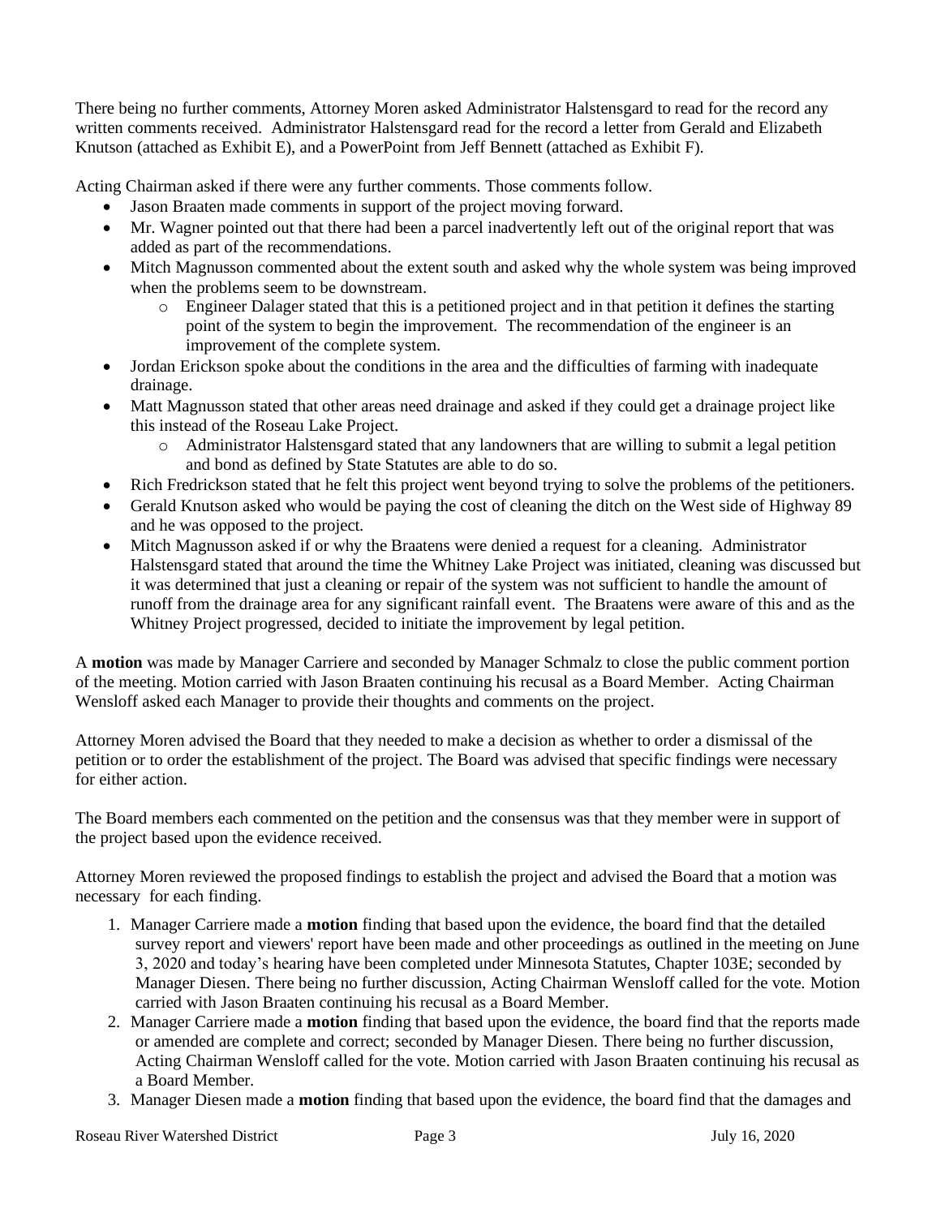There being no further comments, Attorney Moren asked Administrator Halstensgard to read for the record any written comments received. Administrator Halstensgard read for the record a letter from Gerald and Elizabeth Knutson (attached as Exhibit E), and a PowerPoint from Jeff Bennett (attached as Exhibit F).

Acting Chairman asked if there were any further comments. Those comments follow.

- Jason Braaten made comments in support of the project moving forward.
- Mr. Wagner pointed out that there had been a parcel inadvertently left out of the original report that was added as part of the recommendations.
- Mitch Magnusson commented about the extent south and asked why the whole system was being improved when the problems seem to be downstream.
  - Engineer Dalager stated that this is a petitioned project and in that petition it defines the starting point of the system to begin the improvement. The recommendation of the engineer is an improvement of the complete system.
- Jordan Erickson spoke about the conditions in the area and the difficulties of farming with inadequate drainage.
- Matt Magnusson stated that other areas need drainage and asked if they could get a drainage project like this instead of the Roseau Lake Project.
  - Administrator Halstensgard stated that any landowners that are willing to submit a legal petition and bond as defined by State Statutes are able to do so.
- Rich Fredrickson stated that he felt this project went beyond trying to solve the problems of the petitioners.
- Gerald Knutson asked who would be paying the cost of cleaning the ditch on the West side of Highway 89 and he was opposed to the project.
- Mitch Magnusson asked if or why the Braatens were denied a request for a cleaning. Administrator Halstensgard stated that around the time the Whitney Lake Project was initiated, cleaning was discussed but it was determined that just a cleaning or repair of the system was not sufficient to handle the amount of runoff from the drainage area for any significant rainfall event. The Braatens were aware of this and as the Whitney Project progressed, decided to initiate the improvement by legal petition.

A **motion** was made by Manager Carriere and seconded by Manager Schmalz to close the public comment portion of the meeting. Motion carried with Jason Braaten continuing his recusal as a Board Member. Acting Chairman Wensloff asked each Manager to provide their thoughts and comments on the project.

Attorney Moren advised the Board that they needed to make a decision as whether to order a dismissal of the petition or to order the establishment of the project. The Board was advised that specific findings were necessary for either action.

The Board members each commented on the petition and the consensus was that they member were in support of the project based upon the evidence received.

Attorney Moren reviewed the proposed findings to establish the project and advised the Board that a motion was necessary for each finding.

1. Manager Carriere made a **motion** finding that based upon the evidence, the board find that the detailed survey report and viewers' report have been made and other proceedings as outlined in the meeting on June 3, 2020 and today's hearing have been completed under Minnesota Statutes, Chapter 103E; seconded by Manager Diesen. There being no further discussion, Acting Chairman Wensloff called for the vote. Motion carried with Jason Braaten continuing his recusal as a Board Member.
2. Manager Carriere made a **motion** finding that based upon the evidence, the board find that the reports made or amended are complete and correct; seconded by Manager Diesen. There being no further discussion, Acting Chairman Wensloff called for the vote. Motion carried with Jason Braaten continuing his recusal as a Board Member.
3. Manager Diesen made a **motion** finding that based upon the evidence, the board find that the damages and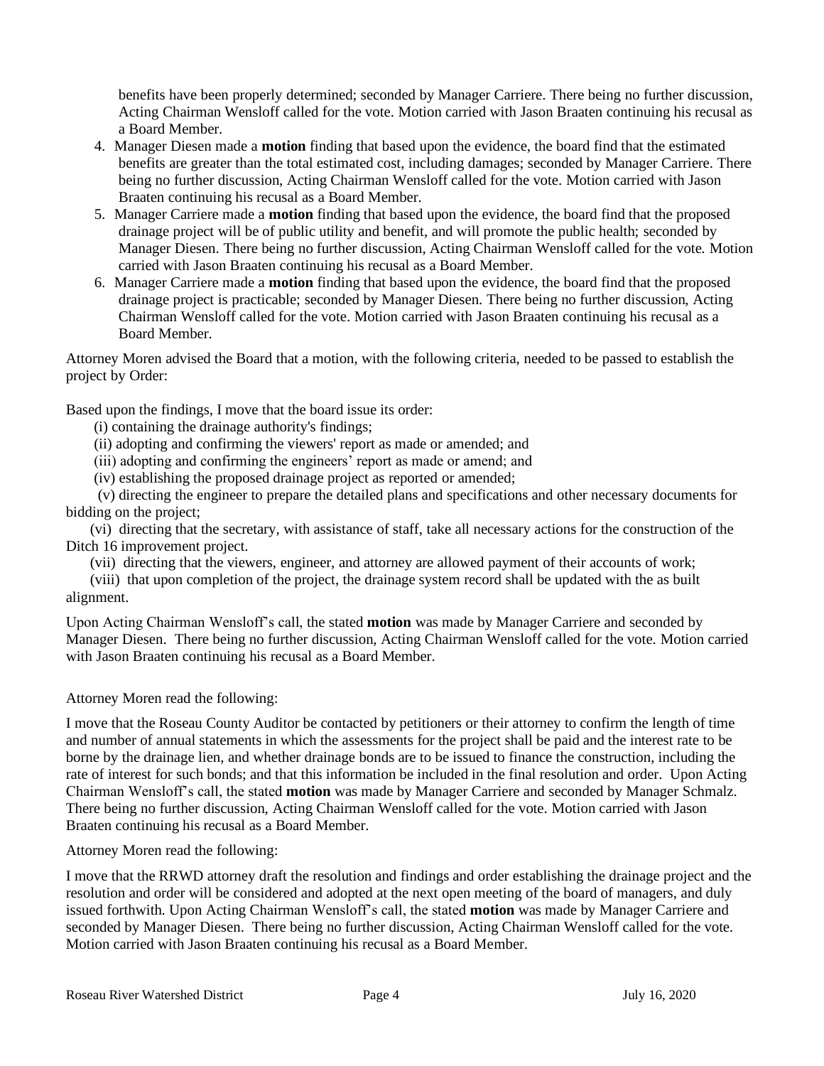benefits have been properly determined; seconded by Manager Carriere. There being no further discussion, Acting Chairman Wensloff called for the vote. Motion carried with Jason Braaten continuing his recusal as a Board Member.

4. Manager Diesen made a **motion** finding that based upon the evidence, the board find that the estimated benefits are greater than the total estimated cost, including damages; seconded by Manager Carriere. There being no further discussion, Acting Chairman Wensloff called for the vote. Motion carried with Jason Braaten continuing his recusal as a Board Member.
5. Manager Carriere made a **motion** finding that based upon the evidence, the board find that the proposed drainage project will be of public utility and benefit, and will promote the public health; seconded by Manager Diesen. There being no further discussion, Acting Chairman Wensloff called for the vote. Motion carried with Jason Braaten continuing his recusal as a Board Member.
6. Manager Carriere made a **motion** finding that based upon the evidence, the board find that the proposed drainage project is practicable; seconded by Manager Diesen. There being no further discussion, Acting Chairman Wensloff called for the vote. Motion carried with Jason Braaten continuing his recusal as a Board Member.

Attorney Moren advised the Board that a motion, with the following criteria, needed to be passed to establish the project by Order:

Based upon the findings, I move that the board issue its order:

(i) containing the drainage authority's findings;
(ii) adopting and confirming the viewers' report as made or amended; and
(iii) adopting and confirming the engineers' report as made or amend; and
(iv) establishing the proposed drainage project as reported or amended;
(v) directing the engineer to prepare the detailed plans and specifications and other necessary documents for bidding on the project;
(vi) directing that the secretary, with assistance of staff, take all necessary actions for the construction of the Ditch 16 improvement project.
(vii) directing that the viewers, engineer, and attorney are allowed payment of their accounts of work;
(viii) that upon completion of the project, the drainage system record shall be updated with the as built alignment.

Upon Acting Chairman Wensloff's call, the stated **motion** was made by Manager Carriere and seconded by Manager Diesen. There being no further discussion, Acting Chairman Wensloff called for the vote. Motion carried with Jason Braaten continuing his recusal as a Board Member.

Attorney Moren read the following:

I move that the Roseau County Auditor be contacted by petitioners or their attorney to confirm the length of time and number of annual statements in which the assessments for the project shall be paid and the interest rate to be borne by the drainage lien, and whether drainage bonds are to be issued to finance the construction, including the rate of interest for such bonds; and that this information be included in the final resolution and order. Upon Acting Chairman Wensloff's call, the stated **motion** was made by Manager Carriere and seconded by Manager Schmalz. There being no further discussion, Acting Chairman Wensloff called for the vote. Motion carried with Jason Braaten continuing his recusal as a Board Member.

Attorney Moren read the following:

I move that the RRWD attorney draft the resolution and findings and order establishing the drainage project and the resolution and order will be considered and adopted at the next open meeting of the board of managers, and duly issued forthwith. Upon Acting Chairman Wensloff's call, the stated **motion** was made by Manager Carriere and seconded by Manager Diesen. There being no further discussion, Acting Chairman Wensloff called for the vote. Motion carried with Jason Braaten continuing his recusal as a Board Member.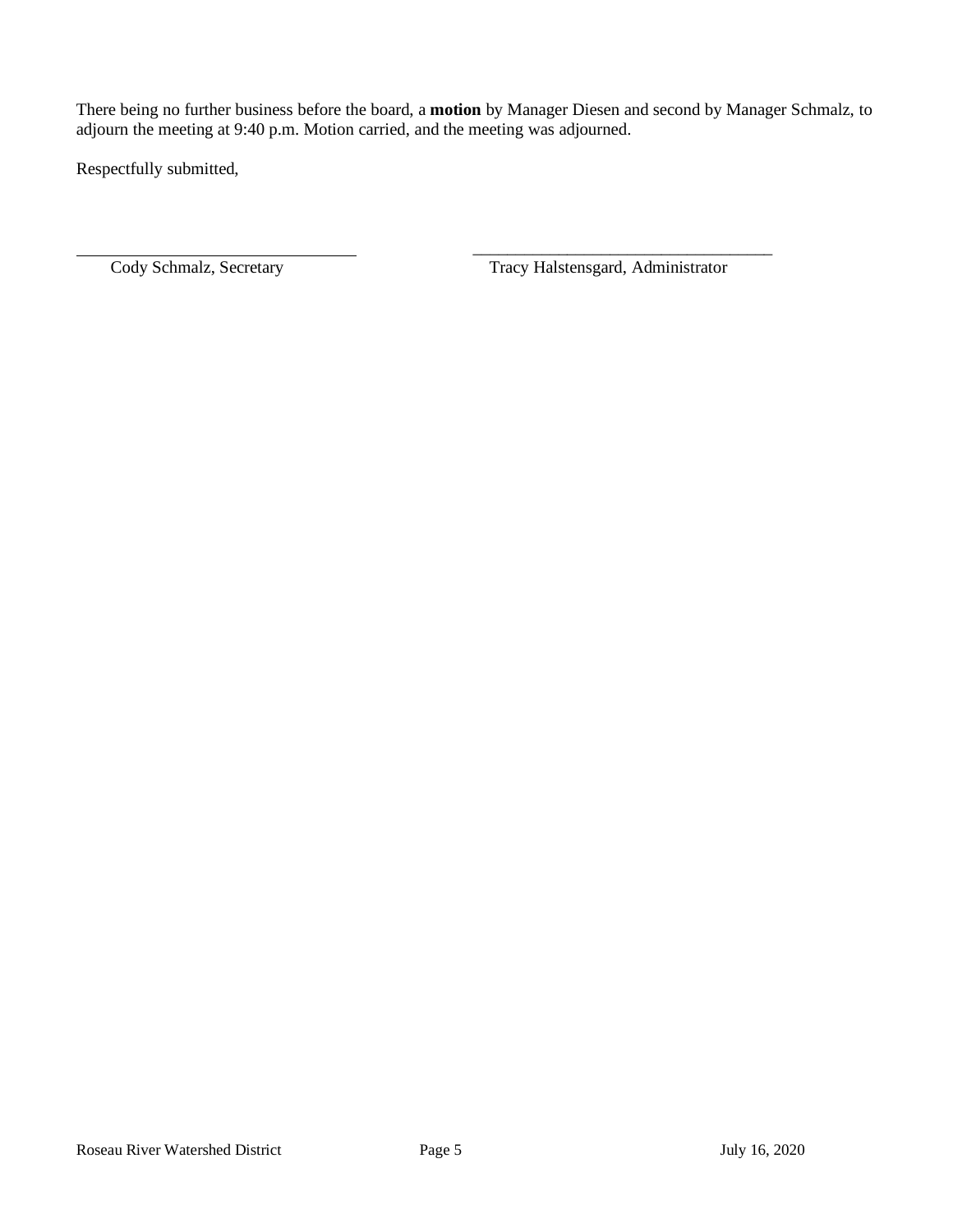There being no further business before the board, a **motion** by Manager Diesen and second by Manager Schmalz, to adjourn the meeting at 9:40 p.m. Motion carried, and the meeting was adjourned.

Respectfully submitted,

___________________________________ ___________________________________

Cody Schmalz, Secretary Tracy Halstensgard, Administrator